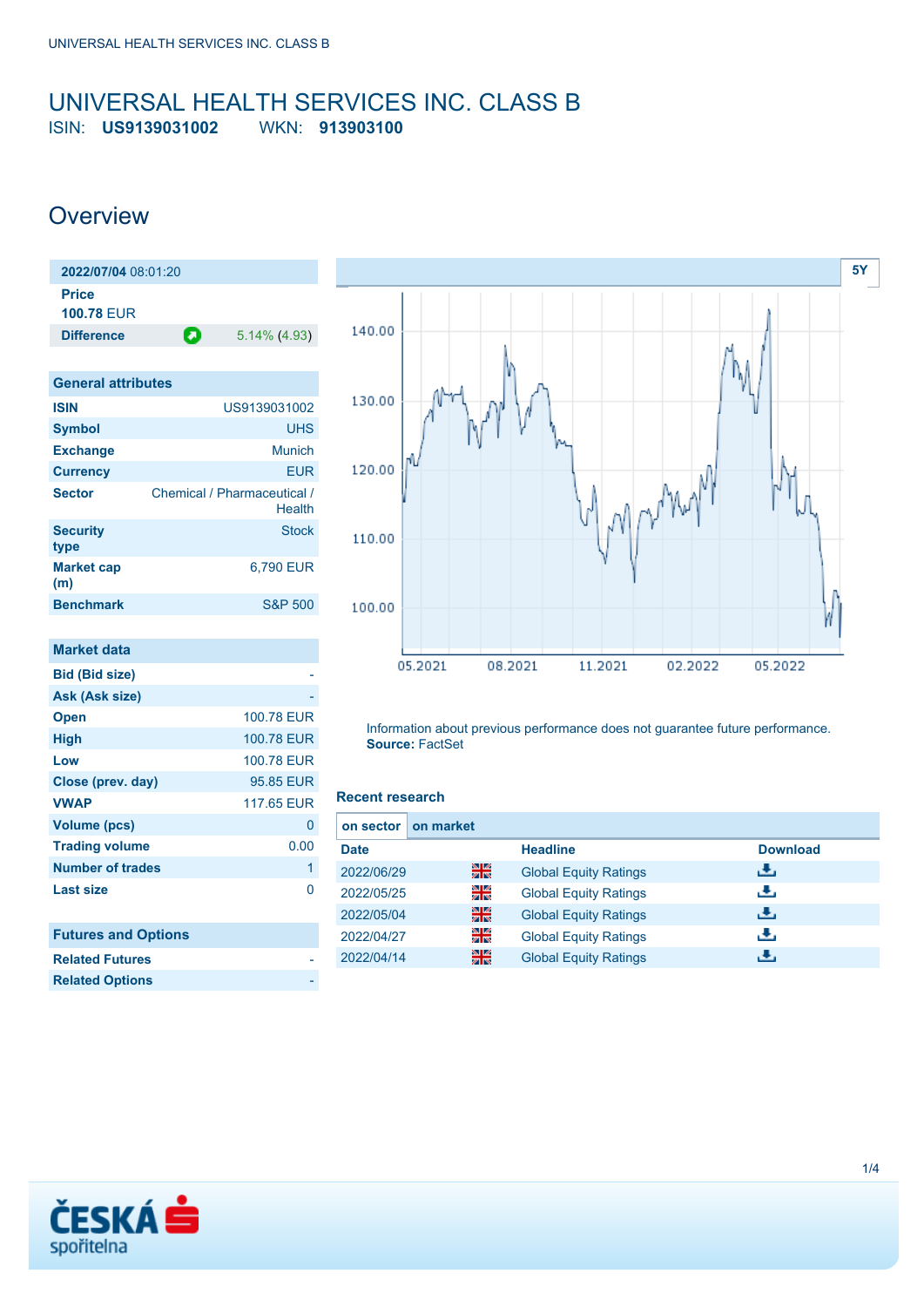# UNIVERSAL HEALTH SERVICES INC. CLASS B

ISIN: **US9139031002** WKN: **913903100**

## Overview

| **2022/07/04** 08:01:20 | |
|---|---|
| **Price** | |
| **100.78** EUR | |
| **Difference** | 5.14% (4.93) |

| General attributes | |
|---|---|
| **ISIN** | US9139031002 |
| **Symbol** | UHS |
| **Exchange** | Munich |
| **Currency** | EUR |
| **Sector** | Chemical / Pharmaceutical / Health |
| **Security type** | Stock |
| **Market cap (m)** | 6,790 EUR |
| **Benchmark** | S&P 500 |

| Market data | |
|---|---|
| **Bid (Bid size)** | - |
| **Ask (Ask size)** | - |
| **Open** | 100.78 EUR |
| **High** | 100.78 EUR |
| **Low** | 100.78 EUR |
| **Close (prev. day)** | 95.85 EUR |
| **VWAP** | 117.65 EUR |
| **Volume (pcs)** | 0 |
| **Trading volume** | 0.00 |
| **Number of trades** | 1 |
| **Last size** | 0 |

| Futures and Options | |
|---|---|
| **Related Futures** | - |
| **Related Options** | - |

Information about previous performance does not guarantee future performance.
**Source:** FactSet

### Recent research

on sector | on market

| Date | Headline | Download |
|---|---|---|
| 2022/06/29 | Global Equity Ratings | |
| 2022/05/25 | Global Equity Ratings | |
| 2022/05/04 | Global Equity Ratings | |
| 2022/04/27 | Global Equity Ratings | |
| 2022/04/14 | Global Equity Ratings | |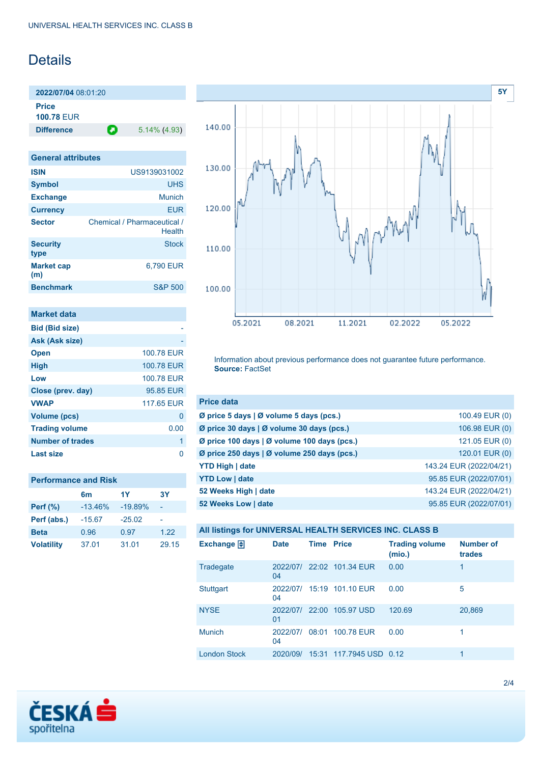# Details

| 2022/07/04 08:01:20 | |
|---|---|
| **Price** 100.78 EUR | |
| **Difference** | 5.14% (4.93) |

5Y

05.2021 08.2021 11.2021 02.2022 05.2022

Information about previous performance does not guarantee future performance.
**Source:** FactSet

| General attributes | |
|---|---|
| **ISIN** | US9139031002 |
| **Symbol** | UHS |
| **Exchange** | Munich |
| **Currency** | EUR |
| **Sector** | Chemical / Pharmaceutical / Health |
| **Security type** | Stock |
| **Market cap (m)** | 6,790 EUR |
| **Benchmark** | S&P 500 |

| Market data | |
|---|---|
| **Bid (Bid size)** | - |
| **Ask (Ask size)** | - |
| **Open** | 100.78 EUR |
| **High** | 100.78 EUR |
| **Low** | 100.78 EUR |
| **Close (prev. day)** | 95.85 EUR |
| **VWAP** | 117.65 EUR |
| **Volume (pcs)** | 0 |
| **Trading volume** | 0.00 |
| **Number of trades** | 1 |
| **Last size** | 0 |

| Performance and Risk | 6m | 1Y | 3Y |
|---|---|---|---|
| **Perf (%)** | -13.46% | -19.89% | - |
| **Perf (abs.)** | -15.67 | -25.02 | - |
| **Beta** | 0.96 | 0.97 | 1.22 |
| **Volatility** | 37.01 | 31.01 | 29.15 |

| Price data | |
|---|---|
| **Ø price 5 days \| Ø volume 5 days (pcs.)** | 100.49 EUR (0) |
| **Ø price 30 days \| Ø volume 30 days (pcs.)** | 106.98 EUR (0) |
| **Ø price 100 days \| Ø volume 100 days (pcs.)** | 121.05 EUR (0) |
| **Ø price 250 days \| Ø volume 250 days (pcs.)** | 120.01 EUR (0) |
| **YTD High \| date** | 143.24 EUR (2022/04/21) |
| **YTD Low \| date** | 95.85 EUR (2022/07/01) |
| **52 Weeks High \| date** | 143.24 EUR (2022/04/21) |
| **52 Weeks Low \| date** | 95.85 EUR (2022/07/01) |

**All listings for UNIVERSAL HEALTH SERVICES INC. CLASS B**

| Exchange | Date | Time | Price | Trading volume (mio.) | Number of trades |
|---|---|---|---|---|---|
| Tradegate | 2022/07/04 | 22:02 | 101.34 EUR | 0.00 | 1 |
| Stuttgart | 2022/07/04 | 15:19 | 101.10 EUR | 0.00 | 5 |
| NYSE | 2022/07/01 | 22:00 | 105.97 USD | 120.69 | 20,869 |
| Munich | 2022/07/04 | 08:01 | 100.78 EUR | 0.00 | 1 |
| London Stock | 2020/09/ | 15:31 | 117.7945 USD | 0.12 | 1 |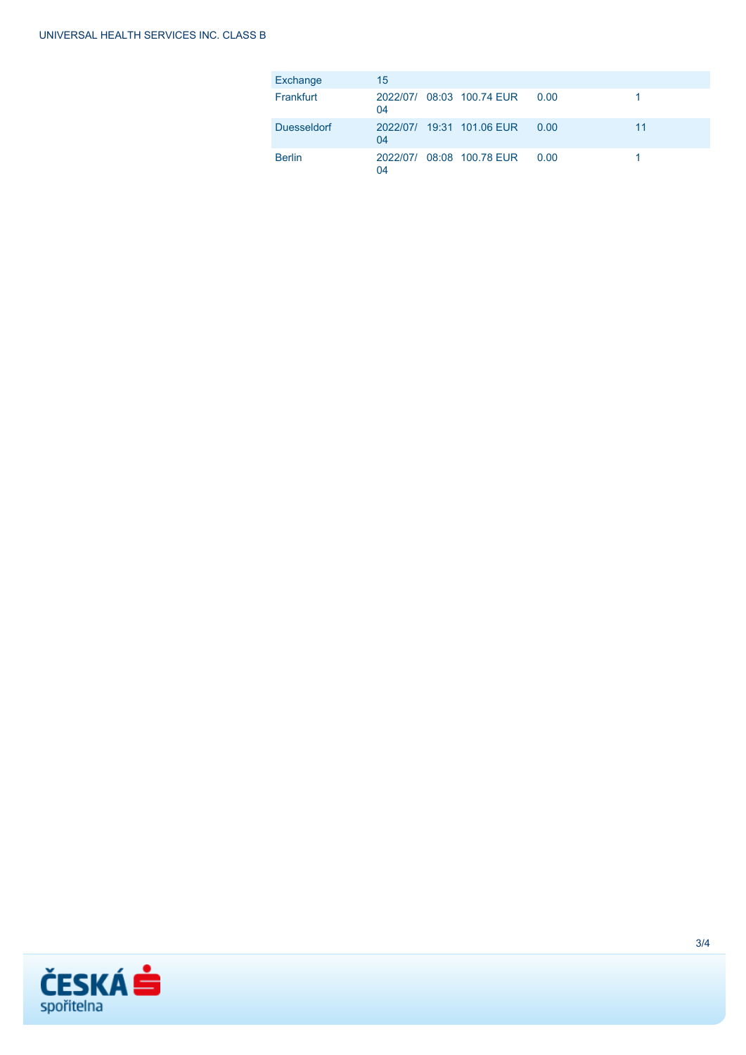| Exchange | 15 | | | | |
|---|---|---|---|---|---|
| Frankfurt | 2022/07/04 | 08:03 | 100.74 EUR | 0.00 | 1 |
| Duesseldorf | 2022/07/04 | 19:31 | 101.06 EUR | 0.00 | 11 |
| Berlin | 2022/07/04 | 08:08 | 100.78 EUR | 0.00 | 1 |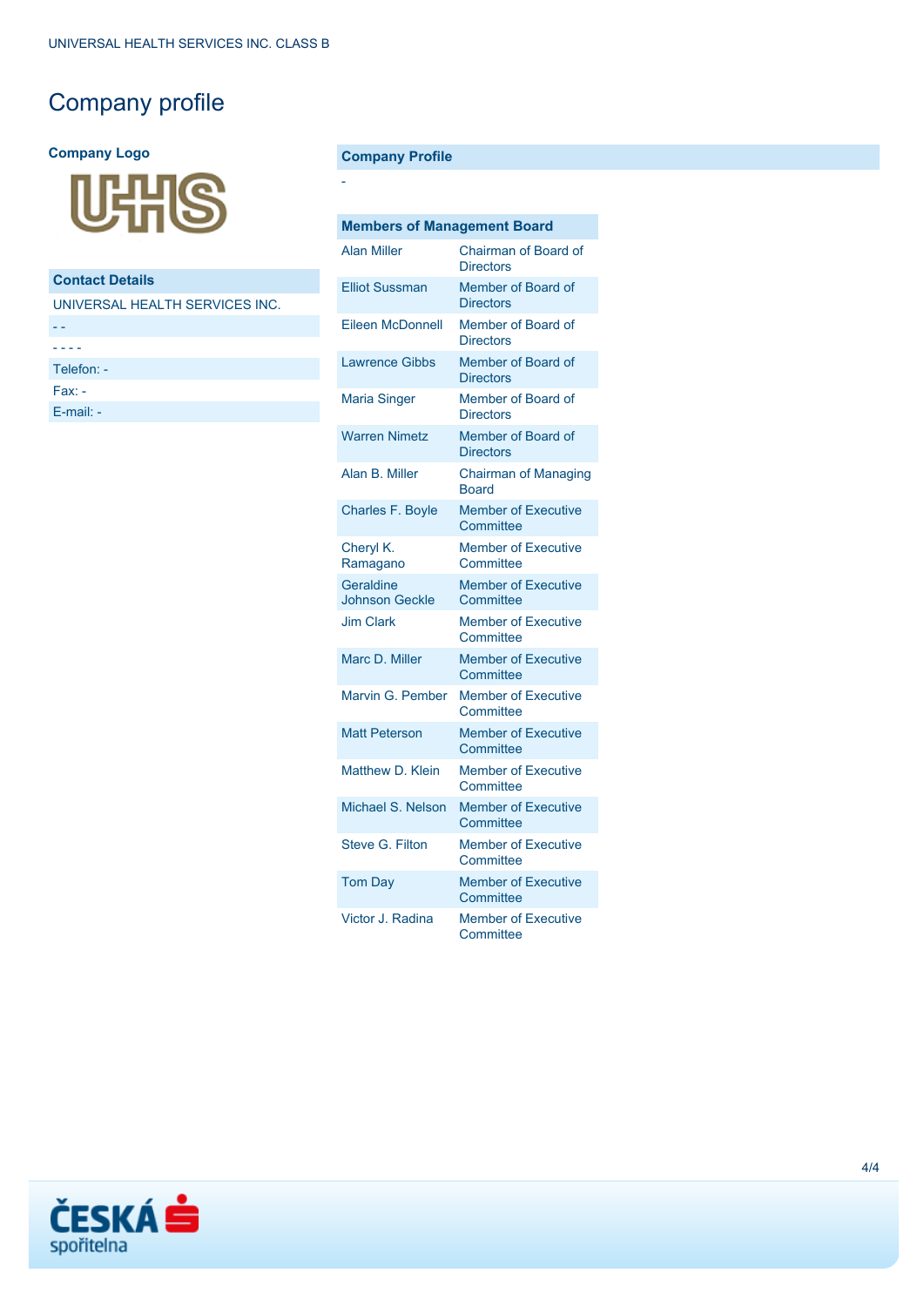UNIVERSAL HEALTH SERVICES INC. CLASS B

# Company profile

**Company Logo**

**Contact Details**

UNIVERSAL HEALTH SERVICES INC.

- -

- - - -

Telefon: -

Fax: -

E-mail: -

**Company Profile**

-

| Members of Management Board | |
|---|---|
| Alan Miller | Chairman of Board of Directors |
| Elliot Sussman | Member of Board of Directors |
| Eileen McDonnell | Member of Board of Directors |
| Lawrence Gibbs | Member of Board of Directors |
| Maria Singer | Member of Board of Directors |
| Warren Nimetz | Member of Board of Directors |
| Alan B. Miller | Chairman of Managing Board |
| Charles F. Boyle | Member of Executive Committee |
| Cheryl K. Ramagano | Member of Executive Committee |
| Geraldine Johnson Geckle | Member of Executive Committee |
| Jim Clark | Member of Executive Committee |
| Marc D. Miller | Member of Executive Committee |
| Marvin G. Pember | Member of Executive Committee |
| Matt Peterson | Member of Executive Committee |
| Matthew D. Klein | Member of Executive Committee |
| Michael S. Nelson | Member of Executive Committee |
| Steve G. Filton | Member of Executive Committee |
| Tom Day | Member of Executive Committee |
| Victor J. Radina | Member of Executive Committee |